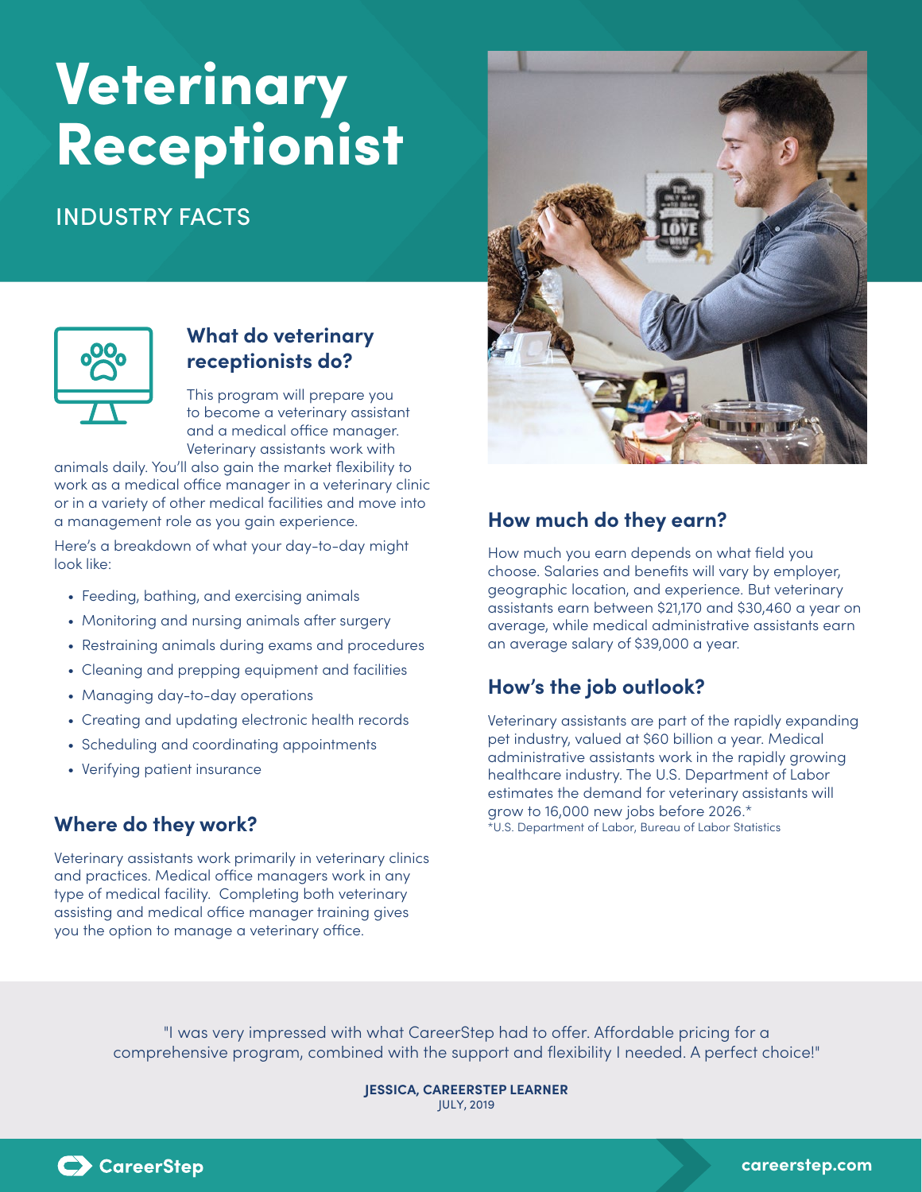# Veterinary Receptionist

INDUSTRY FACTS

## What do veterinary receptionists do?

This program will prepare you to become a veterinary assistant and a medical office manager. Veterinary assistants work with animals daily. You'll also gain the market flexibility to work as a medical office manager in a veterinary clinic or in a variety of other medical facilities and move into a management role as you gain experience.

Here's a breakdown of what your day-to-day might look like:

- Feeding, bathing, and exercising animals
- Monitoring and nursing animals after surgery
- Restraining animals during exams and procedures
- Cleaning and prepping equipment and facilities
- Managing day-to-day operations
- Creating and updating electronic health records
- Scheduling and coordinating appointments
- Verifying patient insurance

## Where do they work?

Veterinary assistants work primarily in veterinary clinics and practices. Medical office managers work in any type of medical facility. Completing both veterinary assisting and medical office manager training gives you the option to manage a veterinary office.

## How much do they earn?

How much you earn depends on what field you choose. Salaries and benefits will vary by employer, geographic location, and experience. But veterinary assistants earn between $21,170 and $30,460 a year on average, while medical administrative assistants earn an average salary of $39,000 a year.

## How's the job outlook?

Veterinary assistants are part of the rapidly expanding pet industry, valued at $60 billion a year. Medical administrative assistants work in the rapidly growing healthcare industry. The U.S. Department of Labor estimates the demand for veterinary assistants will grow to 16,000 new jobs before 2026.*

*U.S. Department of Labor, Bureau of Labor Statistics

"I was very impressed with what CareerStep had to offer. Affordable pricing for a comprehensive program, combined with the support and flexibility I needed. A perfect choice!"

**JESSICA, CAREERSTEP LEARNER**
JULY, 2019

CareerStep

careerstep.com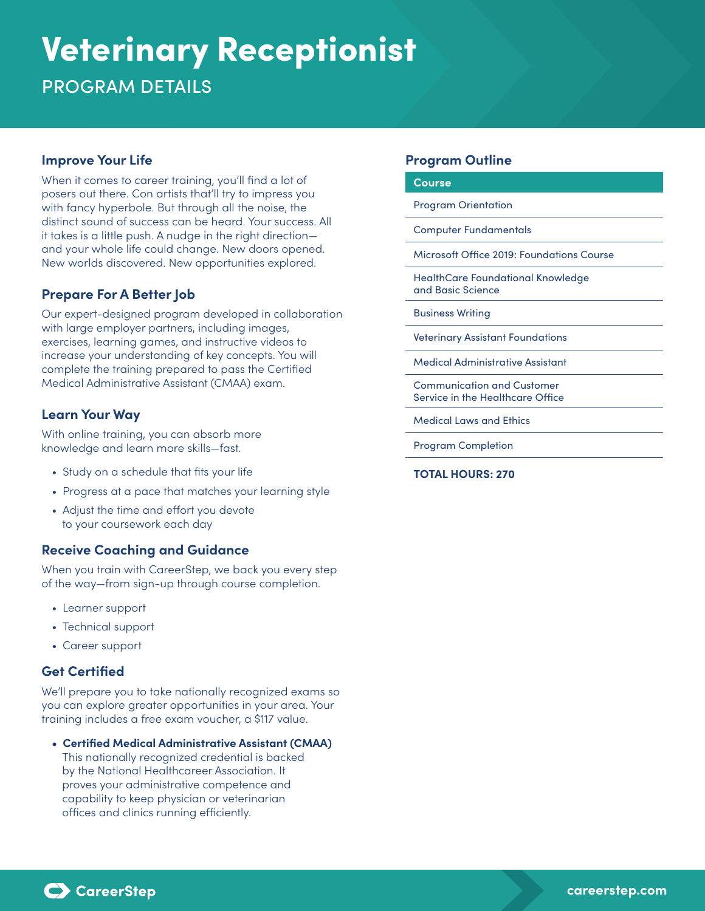# Veterinary Receptionist

PROGRAM DETAILS

## Improve Your Life

When it comes to career training, you'll find a lot of posers out there. Con artists that'll try to impress you with fancy hyperbole. But through all the noise, the distinct sound of success can be heard. Your success. All it takes is a little push. A nudge in the right direction—and your whole life could change. New doors opened. New worlds discovered. New opportunities explored.

## Prepare For A Better Job

Our expert-designed program developed in collaboration with large employer partners, including images, exercises, learning games, and instructive videos to increase your understanding of key concepts. You will complete the training prepared to pass the Certified Medical Administrative Assistant (CMAA) exam.

## Learn Your Way

With online training, you can absorb more knowledge and learn more skills—fast.

- Study on a schedule that fits your life
- Progress at a pace that matches your learning style
- Adjust the time and effort you devote to your coursework each day

## Receive Coaching and Guidance

When you train with CareerStep, we back you every step of the way—from sign-up through course completion.

- Learner support
- Technical support
- Career support

## Get Certified

We'll prepare you to take nationally recognized exams so you can explore greater opportunities in your area. Your training includes a free exam voucher, a $117 value.

- **Certified Medical Administrative Assistant (CMAA)**
  This nationally recognized credential is backed by the National Healthcareer Association. It proves your administrative competence and capability to keep physician or veterinarian offices and clinics running efficiently.

## Program Outline

| Course |
|---|
| Program Orientation |
| Computer Fundamentals |
| Microsoft Office 2019: Foundations Course |
| HealthCare Foundational Knowledge and Basic Science |
| Business Writing |
| Veterinary Assistant Foundations |
| Medical Administrative Assistant |
| Communication and Customer Service in the Healthcare Office |
| Medical Laws and Ethics |
| Program Completion |

**TOTAL HOURS: 270**

CareerStep

careerstep.com